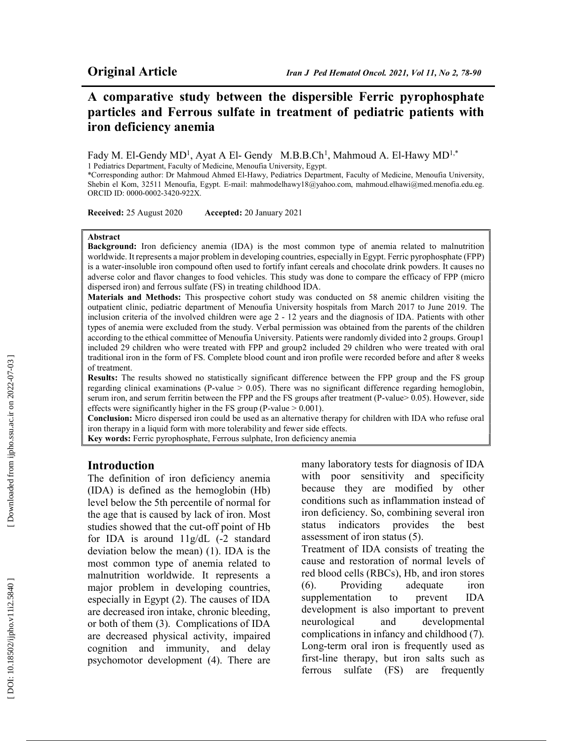**Original Article**

# A comparative study between the dispersible Ferric pyrophosphate particles and Ferrous sulfate in treatment of pediatric patients with iron deficiency anemia

Fady M. El-Gendy MD[1], Ayat A El- Gendy M.B.B.Ch[1], Mahmoud A. El-Hawy MD[1,*]

1 Pediatrics Department, Faculty of Medicine, Menoufia University, Egypt.

*Corresponding author: Dr Mahmoud Ahmed El-Hawy, Pediatrics Department, Faculty of Medicine, Menoufia University, Shebin el Kom, 32511 Menoufia, Egypt. E-mail: mahmodelhawy18@yahoo.com, mahmoud.elhawi@med.menofia.edu.eg. ORCID ID: 0000-0002-3420-922X.

**Received:** 25 August 2020 **Accepted:** 20 January 2021

**Abstract**

**Background:** Iron deficiency anemia (IDA) is the most common type of anemia related to malnutrition worldwide. It represents a major problem in developing countries, especially in Egypt. Ferric pyrophosphate (FPP) is a water-insoluble iron compound often used to fortify infant cereals and chocolate drink powders. It causes no adverse color and flavor changes to food vehicles. This study was done to compare the efficacy of FPP (micro dispersed iron) and ferrous sulfate (FS) in treating childhood IDA.

**Materials and Methods:** This prospective cohort study was conducted on 58 anemic children visiting the outpatient clinic, pediatric department of Menoufia University hospitals from March 2017 to June 2019. The inclusion criteria of the involved children were age 2 - 12 years and the diagnosis of IDA. Patients with other types of anemia were excluded from the study. Verbal permission was obtained from the parents of the children according to the ethical committee of Menoufia University. Patients were randomly divided into 2 groups. Group1 included 29 children who were treated with FPP and group2 included 29 children who were treated with oral traditional iron in the form of FS. Complete blood count and iron profile were recorded before and after 8 weeks of treatment.

**Results:** The results showed no statistically significant difference between the FPP group and the FS group regarding clinical examinations (P-value > 0.05). There was no significant difference regarding hemoglobin, serum iron, and serum ferritin between the FPP and the FS groups after treatment (P-value> 0.05). However, side effects were significantly higher in the FS group (P-value > 0.001).

**Conclusion:** Micro dispersed iron could be used as an alternative therapy for children with IDA who refuse oral iron therapy in a liquid form with more tolerability and fewer side effects.

**Key words:** Ferric pyrophosphate, Ferrous sulphate, Iron deficiency anemia

## Introduction

The definition of iron deficiency anemia (IDA) is defined as the hemoglobin (Hb) level below the 5th percentile of normal for the age that is caused by lack of iron. Most studies showed that the cut-off point of Hb for IDA is around 11g/dL (-2 standard deviation below the mean) (1). IDA is the most common type of anemia related to malnutrition worldwide. It represents a major problem in developing countries, especially in Egypt (2). The causes of IDA are decreased iron intake, chronic bleeding, or both of them (3). Complications of IDA are decreased physical activity, impaired cognition and immunity, and delay psychomotor development (4). There are many laboratory tests for diagnosis of IDA with poor sensitivity and specificity because they are modified by other conditions such as inflammation instead of iron deficiency. So, combining several iron status indicators provides the best assessment of iron status (5).

Treatment of IDA consists of treating the cause and restoration of normal levels of red blood cells (RBCs), Hb, and iron stores (6). Providing adequate iron supplementation to prevent IDA development is also important to prevent neurological and developmental complications in infancy and childhood (7). Long-term oral iron is frequently used as first-line therapy, but iron salts such as ferrous sulfate (FS) are frequently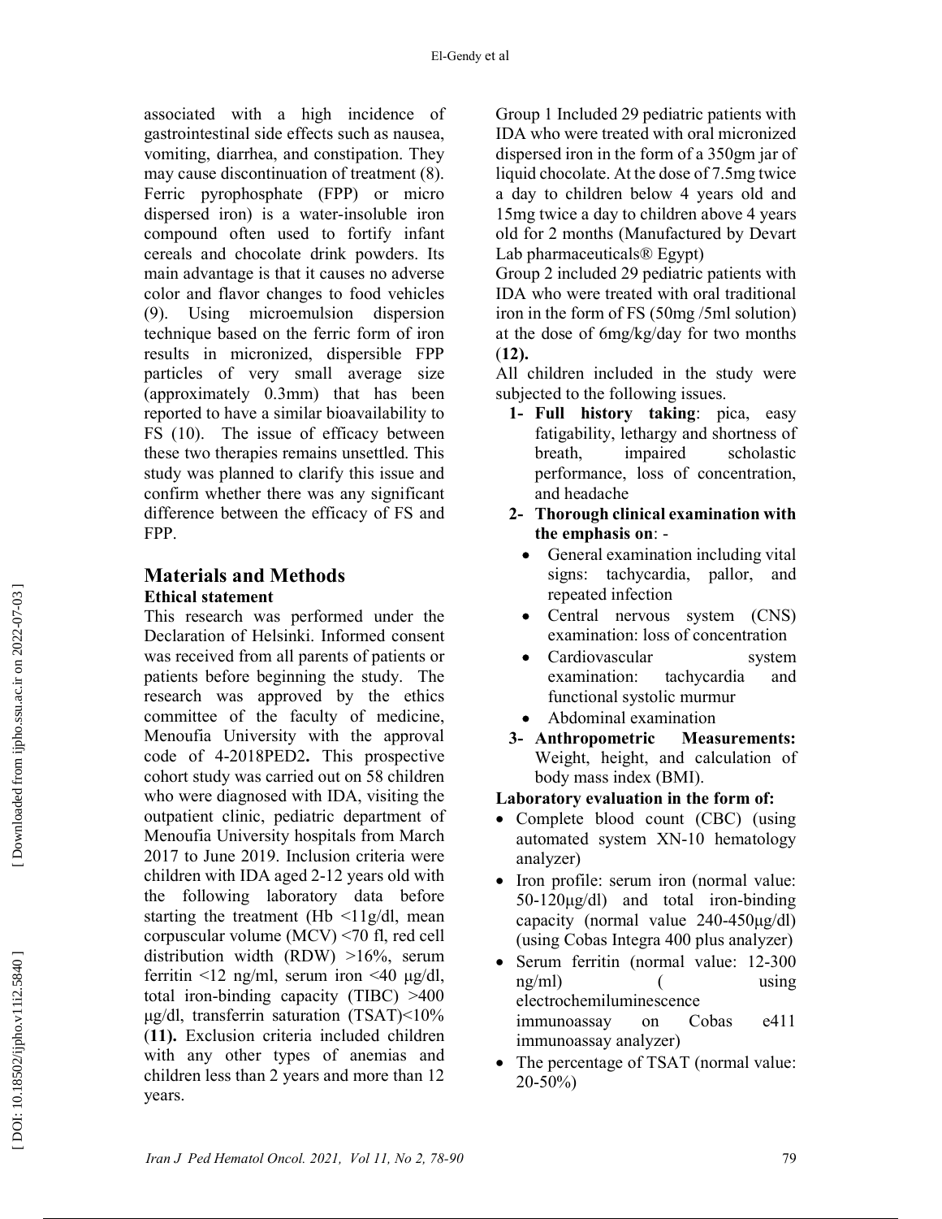associated with a high incidence of gastrointestinal side effects such as nausea, vomiting, diarrhea, and constipation. They may cause discontinuation of treatment (8). Ferric pyrophosphate (FPP) or micro dispersed iron) is a water-insoluble iron compound often used to fortify infant cereals and chocolate drink powders. Its main advantage is that it causes no adverse color and flavor changes to food vehicles (9). Using microemulsion dispersion technique based on the ferric form of iron results in micronized, dispersible FPP particles of very small average size (approximately 0.3mm) that has been reported to have a similar bioavailability to FS (10). The issue of efficacy between these two therapies remains unsettled. This study was planned to clarify this issue and confirm whether there was any significant difference between the efficacy of FS and FPP.

## Materials and Methods

### Ethical statement

This research was performed under the Declaration of Helsinki. Informed consent was received from all parents of patients or patients before beginning the study. The research was approved by the ethics committee of the faculty of medicine, Menoufia University with the approval code of 4-2018PED2**.** This prospective cohort study was carried out on 58 children who were diagnosed with IDA, visiting the outpatient clinic, pediatric department of Menoufia University hospitals from March 2017 to June 2019. Inclusion criteria were children with IDA aged 2-12 years old with the following laboratory data before starting the treatment (Hb <11g/dl, mean corpuscular volume (MCV) <70 fl, red cell distribution width (RDW) >16%, serum ferritin <12 ng/ml, serum iron <40 µg/dl, total iron-binding capacity (TIBC) >400 µg/dl, transferrin saturation (TSAT)<10% (**11**)**.** Exclusion criteria included children with any other types of anemias and children less than 2 years and more than 12 years.

Group 1 Included 29 pediatric patients with IDA who were treated with oral micronized dispersed iron in the form of a 350gm jar of liquid chocolate. At the dose of 7.5mg twice a day to children below 4 years old and 15mg twice a day to children above 4 years old for 2 months (Manufactured by Devart Lab pharmaceuticals® Egypt)

Group 2 included 29 pediatric patients with IDA who were treated with oral traditional iron in the form of FS (50mg /5ml solution) at the dose of 6mg/kg/day for two months (**12**)**.**

All children included in the study were subjected to the following issues.

1. **Full history taking**: pica, easy fatigability, lethargy and shortness of breath, impaired scholastic performance, loss of concentration, and headache
2. **Thorough clinical examination with the emphasis on**: -
   - General examination including vital signs: tachycardia, pallor, and repeated infection
   - Central nervous system (CNS) examination: loss of concentration
   - Cardiovascular system examination: tachycardia and functional systolic murmur
   - Abdominal examination
3. **Anthropometric Measurements:** Weight, height, and calculation of body mass index (BMI).

**Laboratory evaluation in the form of:**

- Complete blood count (CBC) (using automated system XN-10 hematology analyzer)
- Iron profile: serum iron (normal value: 50-120µg/dl) and total iron-binding capacity (normal value 240-450µg/dl) (using Cobas Integra 400 plus analyzer)
- Serum ferritin (normal value: 12-300 ng/ml) ( using electrochemiluminescence immunoassay on Cobas e411 immunoassay analyzer)
- The percentage of TSAT (normal value: 20-50%)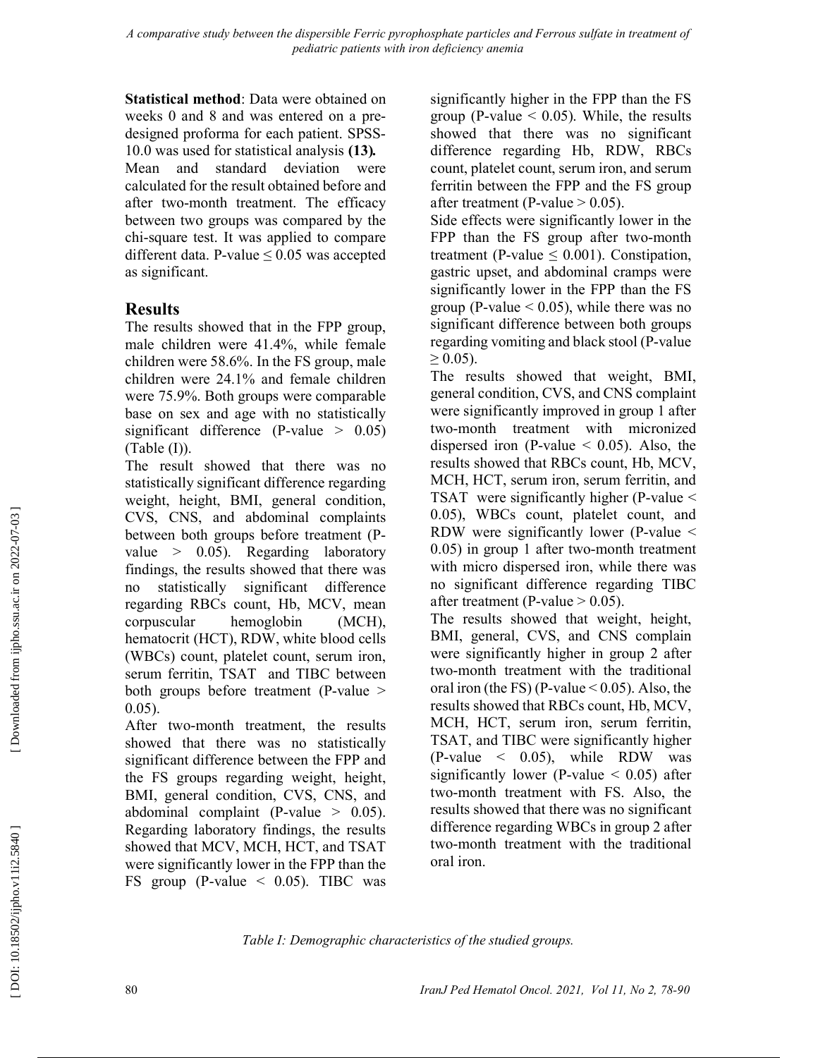**Statistical method**: Data were obtained on weeks 0 and 8 and was entered on a pre-designed proforma for each patient. SPSS-10.0 was used for statistical analysis **(13).**

Mean and standard deviation were calculated for the result obtained before and after two-month treatment. The efficacy between two groups was compared by the chi-square test. It was applied to compare different data. P-value ≤ 0.05 was accepted as significant.

## Results

The results showed that in the FPP group, male children were 41.4%, while female children were 58.6%. In the FS group, male children were 24.1% and female children were 75.9%. Both groups were comparable base on sex and age with no statistically significant difference (P-value > 0.05) (Table (I)).

The result showed that there was no statistically significant difference regarding weight, height, BMI, general condition, CVS, CNS, and abdominal complaints between both groups before treatment (P-value > 0.05). Regarding laboratory findings, the results showed that there was no statistically significant difference regarding RBCs count, Hb, MCV, mean corpuscular hemoglobin (MCH), hematocrit (HCT), RDW, white blood cells (WBCs) count, platelet count, serum iron, serum ferritin, TSAT and TIBC between both groups before treatment (P-value > 0.05).

After two-month treatment, the results showed that there was no statistically significant difference between the FPP and the FS groups regarding weight, height, BMI, general condition, CVS, CNS, and abdominal complaint (P-value > 0.05). Regarding laboratory findings, the results showed that MCV, MCH, HCT, and TSAT were significantly lower in the FPP than the FS group (P-value < 0.05). TIBC was significantly higher in the FPP than the FS group (P-value < 0.05). While, the results showed that there was no significant difference regarding Hb, RDW, RBCs count, platelet count, serum iron, and serum ferritin between the FPP and the FS group after treatment (P-value > 0.05).

Side effects were significantly lower in the FPP than the FS group after two-month treatment (P-value ≤ 0.001). Constipation, gastric upset, and abdominal cramps were significantly lower in the FPP than the FS group (P-value < 0.05), while there was no significant difference between both groups regarding vomiting and black stool (P-value ≥ 0.05).

The results showed that weight, BMI, general condition, CVS, and CNS complaint were significantly improved in group 1 after two-month treatment with micronized dispersed iron (P-value < 0.05). Also, the results showed that RBCs count, Hb, MCV, MCH, HCT, serum iron, serum ferritin, and TSAT were significantly higher (P-value < 0.05), WBCs count, platelet count, and RDW were significantly lower (P-value < 0.05) in group 1 after two-month treatment with micro dispersed iron, while there was no significant difference regarding TIBC after treatment (P-value > 0.05).

The results showed that weight, height, BMI, general, CVS, and CNS complain were significantly higher in group 2 after two-month treatment with the traditional oral iron (the FS) (P-value < 0.05). Also, the results showed that RBCs count, Hb, MCV, MCH, HCT, serum iron, serum ferritin, TSAT, and TIBC were significantly higher (P-value < 0.05), while RDW was significantly lower (P-value < 0.05) after two-month treatment with FS. Also, the results showed that there was no significant difference regarding WBCs in group 2 after two-month treatment with the traditional oral iron.

*Table I: Demographic characteristics of the studied groups.*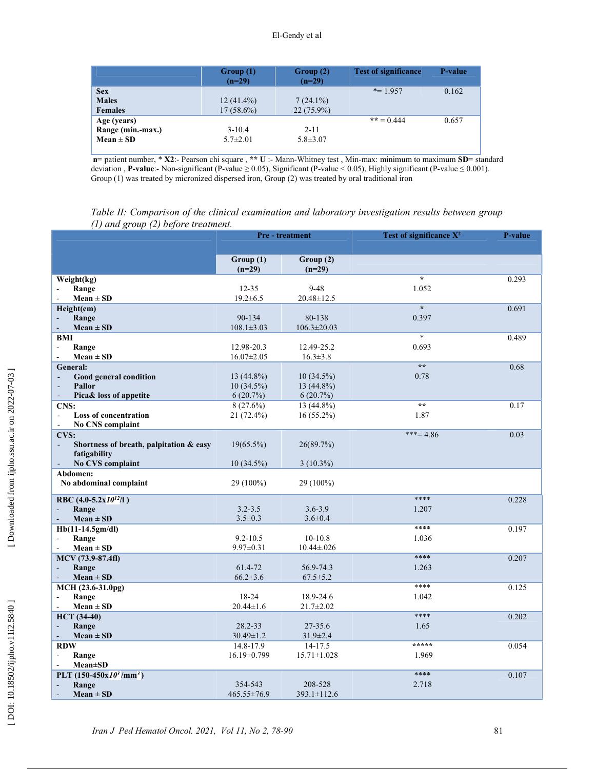| | Group (1) (n=29) | Group (2) (n=29) | Test of significance | P-value |
|---|---|---|---|---|
| **Sex** | | | *= 1.957 | 0.162 |
| **Males** | 12 (41.4%) | 7 (24.1%) | | |
| **Females** | 17 (58.6%) | 22 (75.9%) | | |
| **Age (years)** | | | ** = 0.444 | 0.657 |
| **Range (min.-max.)** | 3-10.4 | 2-11 | | |
| **Mean ± SD** | 5.7±2.01 | 5.8±3.07 | | |

**n**= patient number, * **X2**:- Pearson chi square , ** **U** :- Mann-Whitney test , Min-max: minimum to maximum **SD**= standard deviation , **P-value**:- Non-significant (P-value ≥ 0.05), Significant (P-value < 0.05), Highly significant (P-value ≤ 0.001). Group (1) was treated by micronized dispersed iron, Group (2) was treated by oral traditional iron

*Table II: Comparison of the clinical examination and laboratory investigation results between group (1) and group (2) before treatment.*

| | Pre - treatment | | Test of significance $X^2$ | P-value |
|---|---|---|---|---|
| | Group (1) (n=29) | Group (2) (n=29) | | |
| **Weight(kg)** | | | * | 0.293 |
| - **Range** | 12-35 | 9-48 | 1.052 | |
| - **Mean ± SD** | 19.2±6.5 | 20.48±12.5 | | |
| **Height(cm)** | | | * | 0.691 |
| - **Range** | 90-134 | 80-138 | 0.397 | |
| - **Mean ± SD** | 108.1±3.03 | 106.3±20.03 | | |
| **BMI** | | | * | 0.489 |
| - **Range** | 12.98-20.3 | 12.49-25.2 | 0.693 | |
| - **Mean ± SD** | 16.07±2.05 | 16.3±3.8 | | |
| **General:** | | | ** | 0.68 |
| - **Good general condition** | 13 (44.8%) | 10 (34.5%) | 0.78 | |
| - **Pallor** | 10 (34.5%) | 13 (44.8%) | | |
| - **Pica& loss of appetite** | 6 (20.7%) | 6 (20.7%) | | |
| **CNS:** | 8 (27.6%) | 13 (44.8%) | ** | 0.17 |
| - **Loss of concentration** | 21 (72.4%) | 16 (55.2%) | 1.87 | |
| - **No CNS complaint** | | | | |
| **CVS:** | | | ***= 4.86 | 0.03 |
| - **Shortness of breath, palpitation & easy fatigability** | 19(65.5%) | 26(89.7%) | | |
| - **No CVS complaint** | 10 (34.5%) | 3 (10.3%) | | |
| **Abdomen:** | | | | |
| **No abdominal complaint** | 29 (100%) | 29 (100%) | | |
| **RBC (4.0-5.2x$10^{12}$/l )** | | | **** | 0.228 |
| - **Range** | 3.2-3.5 | 3.6-3.9 | 1.207 | |
| - **Mean ± SD** | 3.5±0.3 | 3.6±0.4 | | |
| **Hb(11-14.5gm/dl)** | | | **** | 0.197 |
| - **Range** | 9.2-10.5 | 10-10.8 | 1.036 | |
| - **Mean ± SD** | 9.97±0.31 | 10.44±.026 | | |
| **MCV (73.9-87.4fl)** | | | **** | 0.207 |
| - **Range** | 61.4-72 | 56.9-74.3 | 1.263 | |
| - **Mean ± SD** | 66.2±3.6 | 67.5±5.2 | | |
| **MCH (23.6-31.0pg)** | | | **** | 0.125 |
| - **Range** | 18-24 | 18.9-24.6 | 1.042 | |
| - **Mean ± SD** | 20.44±1.6 | 21.7±2.02 | | |
| **HCT (34-40)** | | | **** | 0.202 |
| - **Range** | 28.2-33 | 27-35.6 | 1.65 | |
| - **Mean ± SD** | 30.49±1.2 | 31.9±2.4 | | |
| **RDW** | 14.8-17.9 | 14-17.5 | ***** | 0.054 |
| - **Range** | 16.19±0.799 | 15.71±1.028 | 1.969 | |
| - **Mean±SD** | | | | |
| **PLT (150-450x$10^3$/$mm^3$)** | | | **** | 0.107 |
| - **Range** | 354-543 | 208-528 | 2.718 | |
| - **Mean ± SD** | 465.55±76.9 | 393.1±112.6 | | |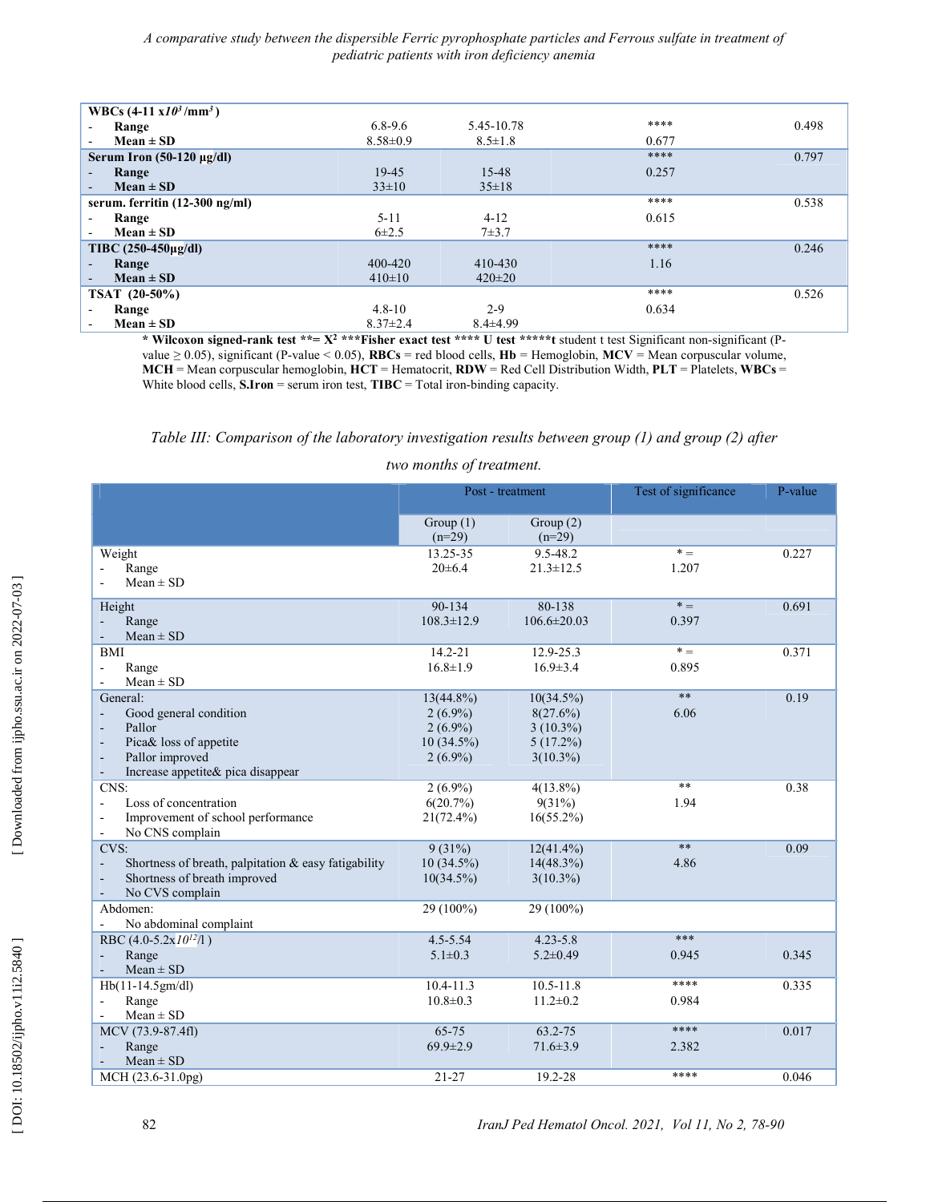| | | | | |
|---|---|---|---|---|
| **WBCs (4-11 x$10^3$/mm$^3$)** | | | | |
| - **Range** | 6.8-9.6 | 5.45-10.78 | **** | 0.498 |
| - **Mean ± SD** | 8.58±0.9 | 8.5±1.8 | 0.677 | |
| **Serum Iron (50-120 µg/dl)** | | | **** | 0.797 |
| - **Range** | 19-45 | 15-48 | 0.257 | |
| - **Mean ± SD** | 33±10 | 35±18 | | |
| **serum. ferritin (12-300 ng/ml)** | | | **** | 0.538 |
| - **Range** | 5-11 | 4-12 | 0.615 | |
| - **Mean ± SD** | 6±2.5 | 7±3.7 | | |
| **TIBC (250-450µg/dl)** | | | **** | 0.246 |
| - **Range** | 400-420 | 410-430 | 1.16 | |
| - **Mean ± SD** | 410±10 | 420±20 | | |
| **TSAT (20-50%)** | | | **** | 0.526 |
| - **Range** | 4.8-10 | 2-9 | 0.634 | |
| - **Mean ± SD** | 8.37±2.4 | 8.4±4.99 | | |

**\* Wilcoxon signed-rank test \*\*= $X^2$ \*\*\*Fisher exact test \*\*\*\* U test \*\*\*\*\*t** student t test Significant non-significant (P-value ≥ 0.05), significant (P-value < 0.05), **RBCs** = red blood cells, **Hb** = Hemoglobin, **MCV** = Mean corpuscular volume, **MCH** = Mean corpuscular hemoglobin, **HCT** = Hematocrit, **RDW** = Red Cell Distribution Width, **PLT** = Platelets, **WBCs** = White blood cells, **S.Iron** = serum iron test, **TIBC** = Total iron-binding capacity.

*Table III: Comparison of the laboratory investigation results between group (1) and group (2) after two months of treatment.*

| | Post - treatment | | Test of significance | P-value |
|---|---|---|---|---|
| | Group (1) (n=29) | Group (2) (n=29) | | |
| Weight<br>- Range<br>- Mean ± SD | 13.25-35<br>20±6.4 | 9.5-48.2<br>21.3±12.5 | * =<br>1.207 | 0.227 |
| Height<br>- Range<br>- Mean ± SD | 90-134<br>108.3±12.9 | 80-138<br>106.6±20.03 | * =<br>0.397 | 0.691 |
| BMI<br>- Range<br>- Mean ± SD | 14.2-21<br>16.8±1.9 | 12.9-25.3<br>16.9±3.4 | * =<br>0.895 | 0.371 |
| General:<br>- Good general condition<br>- Pallor<br>- Pica& loss of appetite<br>- Pallor improved<br>- Increase appetite& pica disappear | 13(44.8%)<br>2 (6.9%)<br>2 (6.9%)<br>10 (34.5%)<br>2 (6.9%) | 10(34.5%)<br>8(27.6%)<br>3 (10.3%)<br>5 (17.2%)<br>3(10.3%) | **<br>6.06 | 0.19 |
| CNS:<br>- Loss of concentration<br>- Improvement of school performance<br>- No CNS complain | 2 (6.9%)<br>6(20.7%)<br>21(72.4%) | 4(13.8%)<br>9(31%)<br>16(55.2%) | **<br>1.94 | 0.38 |
| CVS:<br>- Shortness of breath, palpitation & easy fatigability<br>- Shortness of breath improved<br>- No CVS complain | 9 (31%)<br>10 (34.5%)<br>10(34.5%) | 12(41.4%)<br>14(48.3%)<br>3(10.3%) | **<br>4.86 | 0.09 |
| Abdomen:<br>- No abdominal complaint | 29 (100%) | 29 (100%) | | |
| RBC (4.0-5.2x$10^{12}$/l)<br>- Range<br>- Mean ± SD | 4.5-5.54<br>5.1±0.3 | 4.23-5.8<br>5.2±0.49 | ***<br>0.945 | 0.345 |
| Hb(11-14.5gm/dl)<br>- Range<br>- Mean ± SD | 10.4-11.3<br>10.8±0.3 | 10.5-11.8<br>11.2±0.2 | ****<br>0.984 | 0.335 |
| MCV (73.9-87.4fl)<br>- Range<br>- Mean ± SD | 65-75<br>69.9±2.9 | 63.2-75<br>71.6±3.9 | ****<br>2.382 | 0.017 |
| MCH (23.6-31.0pg) | 21-27 | 19.2-28 | **** | 0.046 |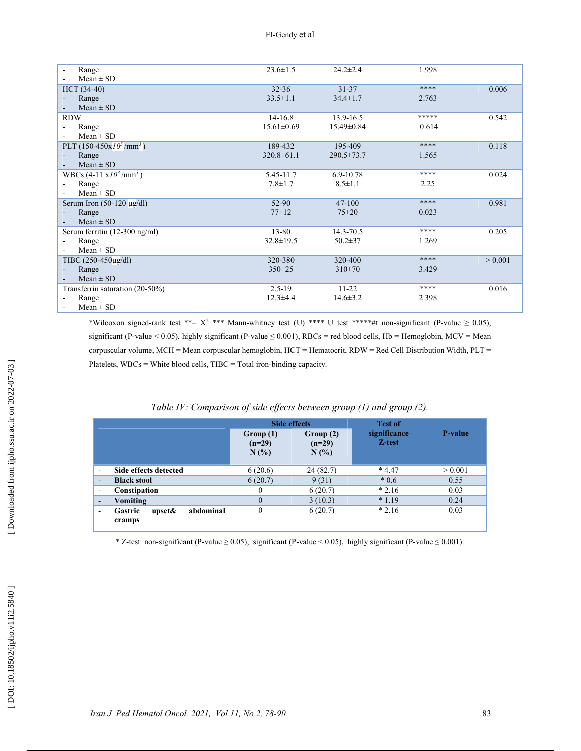| | | | | |
|---|---|---|---|---|
| - Range<br>- Mean ± SD | 23.6±1.5 | 24.2±2.4 | 1.998 | |
| HCT (34-40)<br>- Range<br>- Mean ± SD | 32-36<br>33.5±1.1 | 31-37<br>34.4±1.7 | ****<br>2.763 | 0.006 |
| RDW<br>- Range<br>- Mean ± SD | 14-16.8<br>15.61±0.69 | 13.9-16.5<br>15.49±0.84 | *****<br>0.614 | 0.542 |
| PLT (150-450x$10^3$/mm$^3$)<br>- Range<br>- Mean ± SD | 189-432<br>320.8±61.1 | 195-409<br>290.5±73.7 | ****<br>1.565 | 0.118 |
| WBCs (4-11 x$10^3$/mm$^3$)<br>- Range<br>- Mean ± SD | 5.45-11.7<br>7.8±1.7 | 6.9-10.78<br>8.5±1.1 | ****<br>2.25 | 0.024 |
| Serum Iron (50-120 µg/dl)<br>- Range<br>- Mean ± SD | 52-90<br>77±12 | 47-100<br>75±20 | ****<br>0.023 | 0.981 |
| Serum ferritin (12-300 ng/ml)<br>- Range<br>- Mean ± SD | 13-80<br>32.8±19.5 | 14.3-70.5<br>50.2±37 | ****<br>1.269 | 0.205 |
| TIBC (250-450µg/dl)<br>- Range<br>- Mean ± SD | 320-380<br>350±25 | 320-400<br>310±70 | ****<br>3.429 | > 0.001 |
| Transferrin saturation (20-50%)<br>- Range<br>- Mean ± SD | 2.5-19<br>12.3±4.4 | 11-22<br>14.6±3.2 | ****<br>2.398 | 0.016 |

*Wilcoxon signed-rank test **= $X^2$ *** Mann-whitney test (U) **** U test *****#t non-significant (P-value ≥ 0.05), significant (P-value < 0.05), highly significant (P-value ≤ 0.001), RBCs = red blood cells, Hb = Hemoglobin, MCV = Mean corpuscular volume, MCH = Mean corpuscular hemoglobin, HCT = Hematocrit, RDW = Red Cell Distribution Width, PLT = Platelets, WBCs = White blood cells, TIBC = Total iron-binding capacity.

*Table IV: Comparison of side effects between group (1) and group (2).*

| | Side effects | | Test of significance Z-test | P-value |
|---|---|---|---|---|
| | Group (1) (n=29) N (%) | Group (2) (n=29) N (%) | | |
| - **Side effects detected** | 6 (20.6) | 24 (82.7) | * 4.47 | > 0.001 |
| - **Black stool** | 6 (20.7) | 9 (31) | * 0.6 | 0.55 |
| - **Constipation** | 0 | 6 (20.7) | * 2.16 | 0.03 |
| - **Vomiting** | 0 | 3 (10.3) | * 1.19 | 0.24 |
| - **Gastric upset& abdominal cramps** | 0 | 6 (20.7) | * 2.16 | 0.03 |

* Z-test non-significant (P-value ≥ 0.05), significant (P-value < 0.05), highly significant (P-value ≤ 0.001).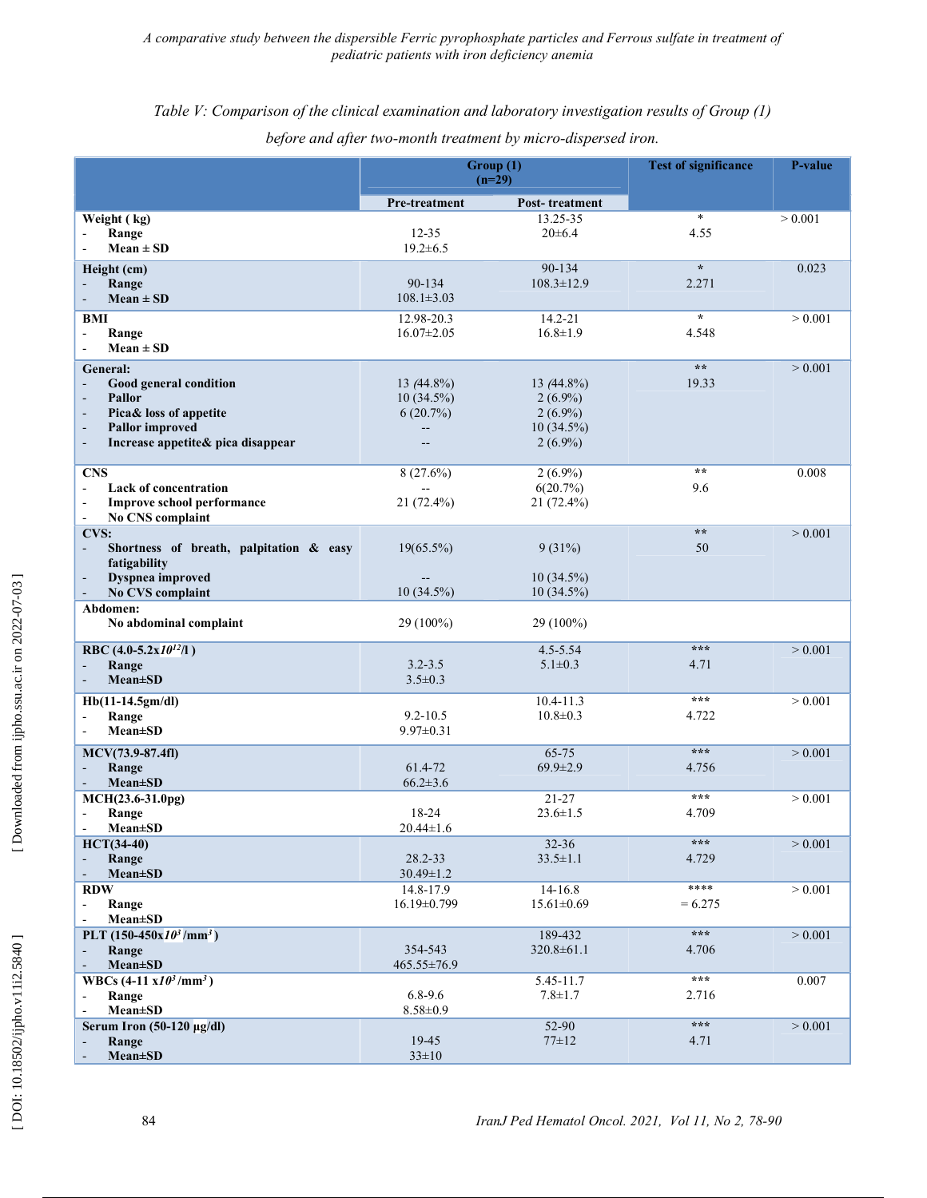*Table V: Comparison of the clinical examination and laboratory investigation results of Group (1) before and after two-month treatment by micro-dispersed iron.*

| | Group (1) (n=29) | | Test of significance | P-value |
|---|---|---|---|---|
| | Pre-treatment | Post- treatment | | |
| **Weight ( kg)**<br>- **Range**<br>- **Mean ± SD** | 12-35<br>19.2±6.5 | 13.25-35<br>20±6.4 | *<br>4.55 | > 0.001 |
| **Height (cm)**<br>- **Range**<br>- **Mean ± SD** | 90-134<br>108.1±3.03 | 90-134<br>108.3±12.9 | *<br>2.271 | 0.023 |
| **BMI**<br>- **Range**<br>- **Mean ± SD** | 12.98-20.3<br>16.07±2.05 | 14.2-21<br>16.8±1.9 | *<br>4.548 | > 0.001 |
| **General:**<br>- **Good general condition**<br>- **Pallor**<br>- **Pica& loss of appetite**<br>- **Pallor improved**<br>- **Increase appetite& pica disappear** | 13 (44.8%)<br>10 (34.5%)<br>6 (20.7%)<br>--<br>-- | 13 (44.8%)<br>2 (6.9%)<br>2 (6.9%)<br>10 (34.5%)<br>2 (6.9%) | **<br>19.33 | > 0.001 |
| **CNS**<br>- **Lack of concentration**<br>- **Improve school performance**<br>- **No CNS complaint** | 8 (27.6%)<br>--<br>21 (72.4%) | 2 (6.9%)<br>6(20.7%)<br>21 (72.4%) | **<br>9.6 | 0.008 |
| **CVS:**<br>- **Shortness of breath, palpitation & easy fatigability**<br>- **Dyspnea improved**<br>- **No CVS complaint** | 19(65.5%)<br>--<br>10 (34.5%) | 9 (31%)<br>10 (34.5%)<br>10 (34.5%) | **<br>50 | > 0.001 |
| **Abdomen:**<br>**No abdominal complaint** | 29 (100%) | 29 (100%) | | |
| **RBC (4.0-5.2x$10^{12}$/l )**<br>- **Range**<br>- **Mean±SD** | 3.2-3.5<br>3.5±0.3 | 4.5-5.54<br>5.1±0.3 | ***<br>4.71 | > 0.001 |
| **Hb(11-14.5gm/dl)**<br>- **Range**<br>- **Mean±SD** | 9.2-10.5<br>9.97±0.31 | 10.4-11.3<br>10.8±0.3 | ***<br>4.722 | > 0.001 |
| **MCV(73.9-87.4fl)**<br>- **Range**<br>- **Mean±SD** | 61.4-72<br>66.2±3.6 | 65-75<br>69.9±2.9 | ***<br>4.756 | > 0.001 |
| **MCH(23.6-31.0pg)**<br>- **Range**<br>- **Mean±SD** | 18-24<br>20.44±1.6 | 21-27<br>23.6±1.5 | ***<br>4.709 | > 0.001 |
| **HCT(34-40)**<br>- **Range**<br>- **Mean±SD** | 28.2-33<br>30.49±1.2 | 32-36<br>33.5±1.1 | ***<br>4.729 | > 0.001 |
| **RDW**<br>- **Range**<br>- **Mean±SD** | 14.8-17.9<br>16.19±0.799 | 14-16.8<br>15.61±0.69 | ****<br>= 6.275 | > 0.001 |
| **PLT (150-450x$10^{3}$/mm$^{3}$ )**<br>- **Range**<br>- **Mean±SD** | 354-543<br>465.55±76.9 | 189-432<br>320.8±61.1 | ***<br>4.706 | > 0.001 |
| **WBCs (4-11 x$10^{3}$/mm$^{3}$ )**<br>- **Range**<br>- **Mean±SD** | 6.8-9.6<br>8.58±0.9 | 5.45-11.7<br>7.8±1.7 | ***<br>2.716 | 0.007 |
| **Serum Iron (50-120 µg/dl)**<br>- **Range**<br>- **Mean±SD** | 19-45<br>33±10 | 52-90<br>77±12 | ***<br>4.71 | > 0.001 |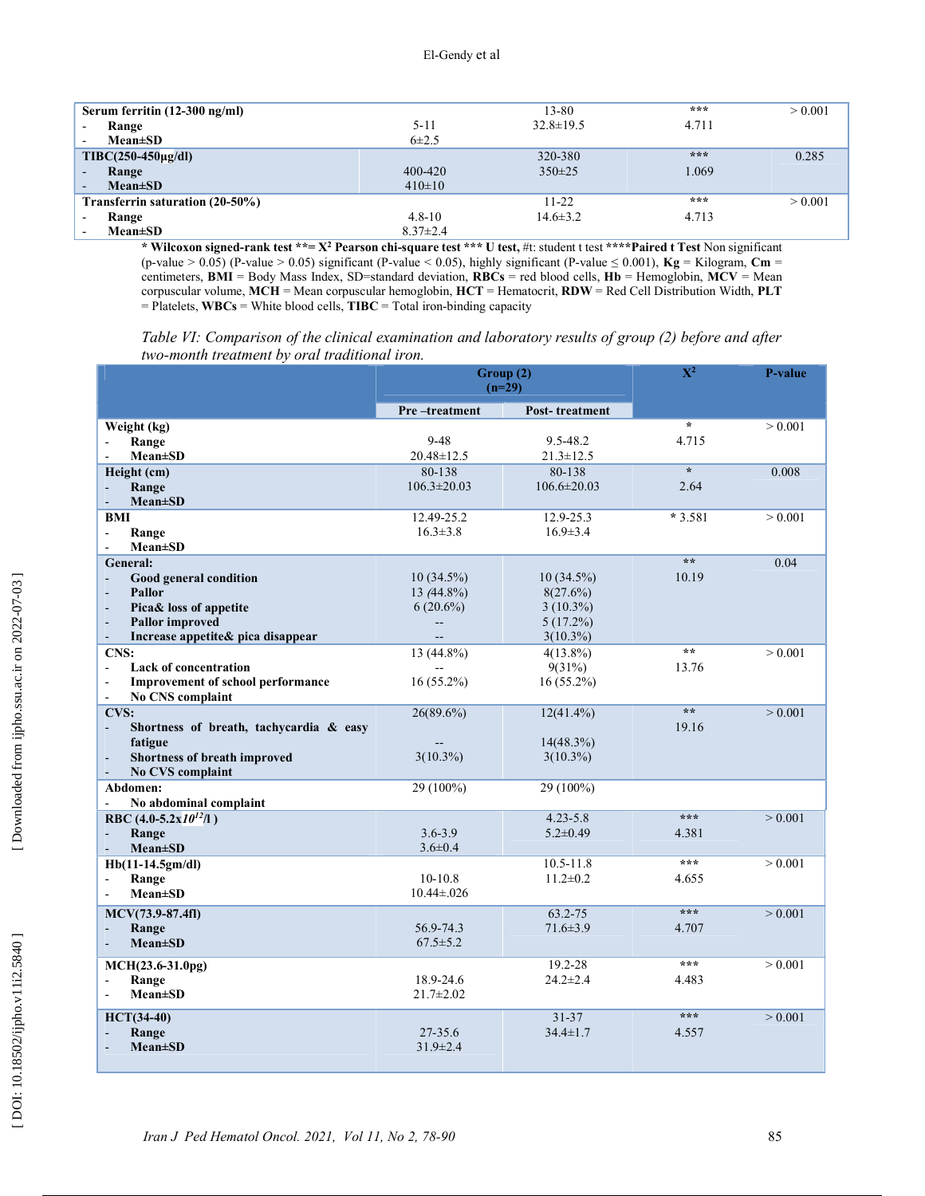| | | | | |
|---|---|---|---|---|
| **Serum ferritin (12-300 ng/ml)**<br>- **Range**<br>- **Mean±SD** | 5-11<br>6±2.5 | 13-80<br>32.8±19.5 | ***<br>4.711 | > 0.001 |
| **TIBC(250-450µg/dl)**<br>- **Range**<br>- **Mean±SD** | 400-420<br>410±10 | 320-380<br>350±25 | ***<br>1.069 | 0.285 |
| **Transferrin saturation (20-50%)**<br>- **Range**<br>- **Mean±SD** | 4.8-10<br>8.37±2.4 | 11-22<br>14.6±3.2 | ***<br>4.713 | > 0.001 |

**\* Wilcoxon signed-rank test \*\*= $X^2$ Pearson chi-square test \*\*\* U test,** #t: student t test **\*\*\*\*Paired t Test** Non significant (p-value > 0.05) (P-value > 0.05) significant (P-value < 0.05), highly significant (P-value ≤ 0.001), **Kg** = Kilogram, **Cm** = centimeters, **BMI** = Body Mass Index, SD=standard deviation, **RBCs** = red blood cells, **Hb** = Hemoglobin, **MCV** = Mean corpuscular volume, **MCH** = Mean corpuscular hemoglobin, **HCT** = Hematocrit, **RDW** = Red Cell Distribution Width, **PLT** = Platelets, **WBCs** = White blood cells, **TIBC** = Total iron-binding capacity

*Table VI: Comparison of the clinical examination and laboratory results of group (2) before and after two-month treatment by oral traditional iron.*

| | Group (2) (n=29) | | $X^2$ | P-value |
|---|---|---|---|---|
| | **Pre –treatment** | **Post- treatment** | | |
| **Weight (kg)**<br>- **Range**<br>- **Mean±SD** | 9-48<br>20.48±12.5 | 9.5-48.2<br>21.3±12.5 | *<br>4.715 | > 0.001 |
| **Height (cm)**<br>- **Range**<br>- **Mean±SD** | 80-138<br>106.3±20.03 | 80-138<br>106.6±20.03 | *<br>2.64 | 0.008 |
| **BMI**<br>- **Range**<br>- **Mean±SD** | 12.49-25.2<br>16.3±3.8 | 12.9-25.3<br>16.9±3.4 | * 3.581 | > 0.001 |
| **General:**<br>- **Good general condition**<br>- **Pallor**<br>- **Pica& loss of appetite**<br>- **Pallor improved**<br>- **Increase appetite& pica disappear** | 10 (34.5%)<br>13 (44.8%)<br>6 (20.6%)<br>--<br>-- | 10 (34.5%)<br>8(27.6%)<br>3 (10.3%)<br>5 (17.2%)<br>3(10.3%) | **<br>10.19 | 0.04 |
| **CNS:**<br>- **Lack of concentration**<br>- **Improvement of school performance**<br>- **No CNS complaint** | 13 (44.8%)<br>--<br>16 (55.2%) | 4(13.8%)<br>9(31%)<br>16 (55.2%) | **<br>13.76 | > 0.001 |
| **CVS:**<br>- **Shortness of breath, tachycardia & easy fatigue**<br>- **Shortness of breath improved**<br>- **No CVS complaint** | 26(89.6%)<br>--<br>3(10.3%) | 12(41.4%)<br>14(48.3%)<br>3(10.3%) | **<br>19.16 | > 0.001 |
| **Abdomen:**<br>- **No abdominal complaint** | 29 (100%) | 29 (100%) | | |
| **RBC (4.0-5.2x$10^{12}$/l )**<br>- **Range**<br>- **Mean±SD** | 3.6-3.9<br>3.6±0.4 | 4.23-5.8<br>5.2±0.49 | ***<br>4.381 | > 0.001 |
| **Hb(11-14.5gm/dl)**<br>- **Range**<br>- **Mean±SD** | 10-10.8<br>10.44±.026 | 10.5-11.8<br>11.2±0.2 | ***<br>4.655 | > 0.001 |
| **MCV(73.9-87.4fl)**<br>- **Range**<br>- **Mean±SD** | 56.9-74.3<br>67.5±5.2 | 63.2-75<br>71.6±3.9 | ***<br>4.707 | > 0.001 |
| **MCH(23.6-31.0pg)**<br>- **Range**<br>- **Mean±SD** | 18.9-24.6<br>21.7±2.02 | 19.2-28<br>24.2±2.4 | ***<br>4.483 | > 0.001 |
| **HCT(34-40)**<br>- **Range**<br>- **Mean±SD** | 27-35.6<br>31.9±2.4 | 31-37<br>34.4±1.7 | ***<br>4.557 | > 0.001 |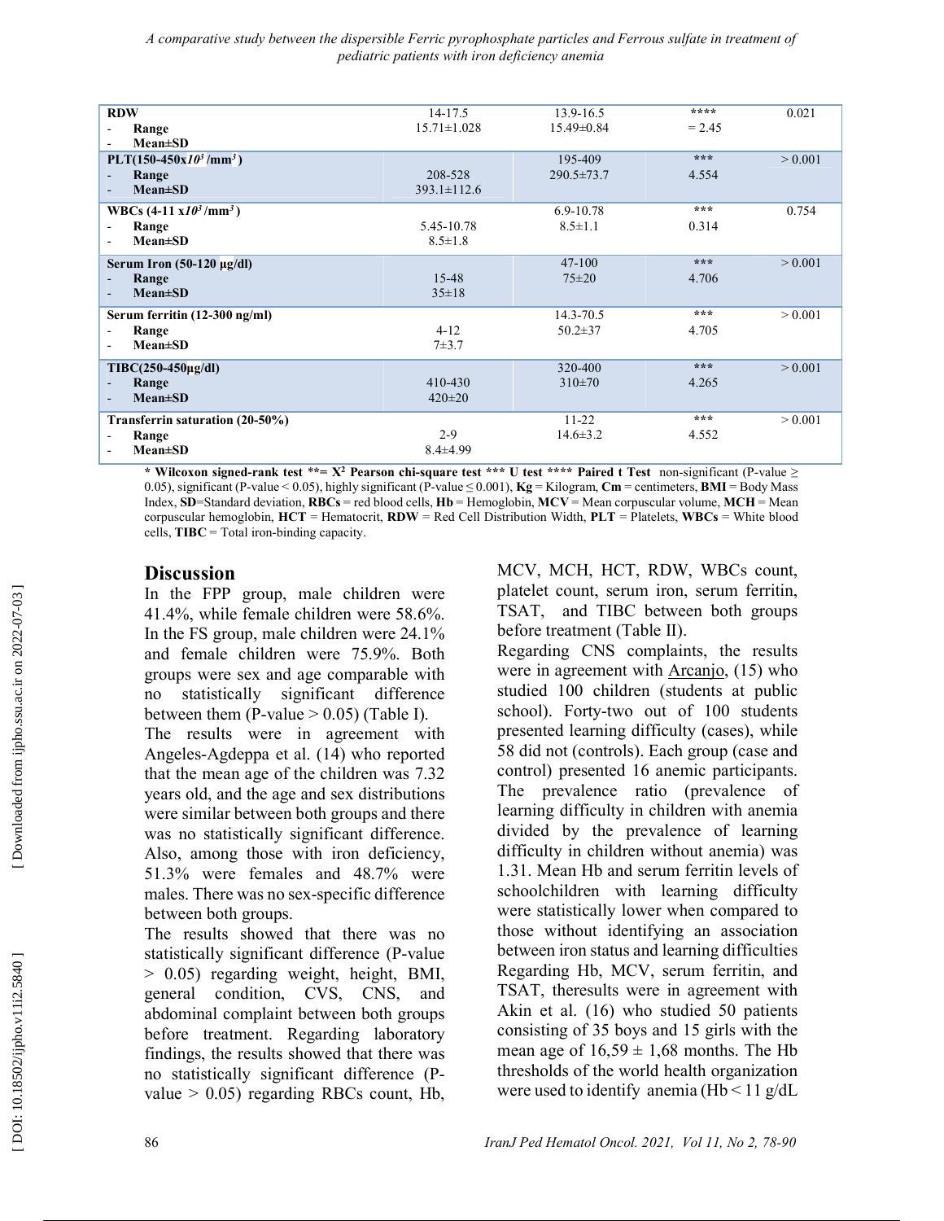| | | | | |
|---|---|---|---|---|
| **RDW**<br>- **Range**<br>- **Mean±SD** | 14-17.5<br>15.71±1.028 | 13.9-16.5<br>15.49±0.84 | ****<br>= 2.45 | 0.021 |
| **PLT(150-450x$10^3$ /mm$^3$)**<br>- **Range**<br>- **Mean±SD** | 208-528<br>393.1±112.6 | 195-409<br>290.5±73.7 | ***<br>4.554 | > 0.001 |
| **WBCs (4-11 x$10^3$ /mm$^3$ )**<br>- **Range**<br>- **Mean±SD** | 5.45-10.78<br>8.5±1.8 | 6.9-10.78<br>8.5±1.1 | ***<br>0.314 | 0.754 |
| **Serum Iron (50-120 µg/dl)**<br>- **Range**<br>- **Mean±SD** | 15-48<br>35±18 | 47-100<br>75±20 | ***<br>4.706 | > 0.001 |
| **Serum ferritin (12-300 ng/ml)**<br>- **Range**<br>- **Mean±SD** | 4-12<br>7±3.7 | 14.3-70.5<br>50.2±37 | ***<br>4.705 | > 0.001 |
| **TIBC(250-450µg/dl)**<br>- **Range**<br>- **Mean±SD** | 410-430<br>420±20 | 320-400<br>310±70 | ***<br>4.265 | > 0.001 |
| **Transferrin saturation (20-50%)**<br>- **Range**<br>- **Mean±SD** | 2-9<br>8.4±4.99 | 11-22<br>14.6±3.2 | ***<br>4.552 | > 0.001 |

**\* Wilcoxon signed-rank test \*\*= $X^2$ Pearson chi-square test \*\*\* U test \*\*\*\* Paired t Test** non-significant (P-value ≥ 0.05), significant (P-value < 0.05), highly significant (P-value ≤ 0.001), **Kg** = Kilogram, **Cm** = centimeters, **BMI** = Body Mass Index, **SD**=Standard deviation, **RBCs** = red blood cells, **Hb** = Hemoglobin, **MCV** = Mean corpuscular volume, **MCH** = Mean corpuscular hemoglobin, **HCT** = Hematocrit, **RDW** = Red Cell Distribution Width, **PLT** = Platelets, **WBCs** = White blood cells, **TIBC** = Total iron-binding capacity.

## Discussion

In the FPP group, male children were 41.4%, while female children were 58.6%. In the FS group, male children were 24.1% and female children were 75.9%. Both groups were sex and age comparable with no statistically significant difference between them (P-value > 0.05) (Table I).

The results were in agreement with Angeles-Agdeppa et al. (14) who reported that the mean age of the children was 7.32 years old, and the age and sex distributions were similar between both groups and there was no statistically significant difference. Also, among those with iron deficiency, 51.3% were females and 48.7% were males. There was no sex-specific difference between both groups.

The results showed that there was no statistically significant difference (P-value > 0.05) regarding weight, height, BMI, general condition, CVS, CNS, and abdominal complaint between both groups before treatment. Regarding laboratory findings, the results showed that there was no statistically significant difference (P-value > 0.05) regarding RBCs count, Hb, MCV, MCH, HCT, RDW, WBCs count, platelet count, serum iron, serum ferritin, TSAT, and TIBC between both groups before treatment (Table II).

Regarding CNS complaints, the results were in agreement with Arcanjo, (15) who studied 100 children (students at public school). Forty-two out of 100 students presented learning difficulty (cases), while 58 did not (controls). Each group (case and control) presented 16 anemic participants. The prevalence ratio (prevalence of learning difficulty in children with anemia divided by the prevalence of learning difficulty in children without anemia) was 1.31. Mean Hb and serum ferritin levels of schoolchildren with learning difficulty were statistically lower when compared to those without identifying an association between iron status and learning difficulties

Regarding Hb, MCV, serum ferritin, and TSAT, theresults were in agreement with Akin et al. (16) who studied 50 patients consisting of 35 boys and 15 girls with the mean age of 16,59 ± 1,68 months. The Hb thresholds of the world health organization were used to identify anemia (Hb < 11 g/dL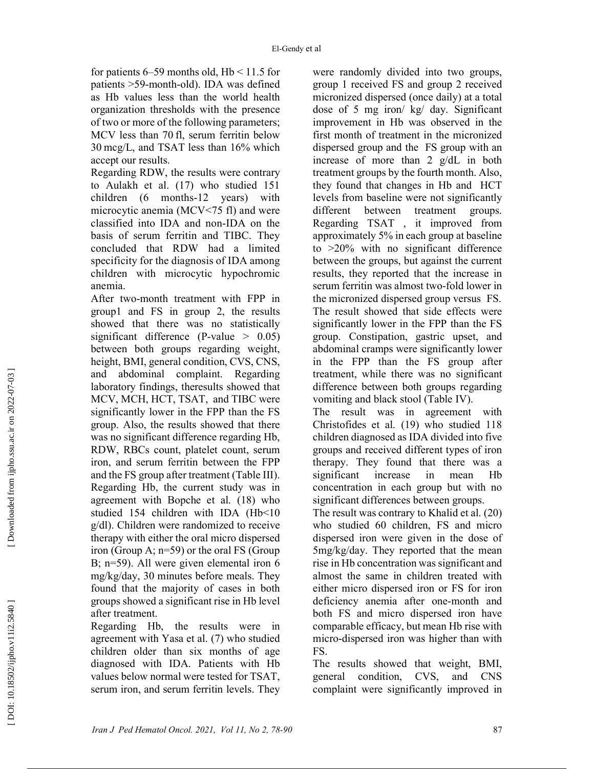for patients 6–59 months old, Hb < 11.5 for patients >59-month-old). IDA was defined as Hb values less than the world health organization thresholds with the presence of two or more of the following parameters; MCV less than 70 fl, serum ferritin below 30 mcg/L, and TSAT less than 16% which accept our results.

Regarding RDW, the results were contrary to Aulakh et al. (17) who studied 151 children (6 months-12 years) with microcytic anemia (MCV<75 fl) and were classified into IDA and non-IDA on the basis of serum ferritin and TIBC. They concluded that RDW had a limited specificity for the diagnosis of IDA among children with microcytic hypochromic anemia.

After two-month treatment with FPP in group1 and FS in group 2, the results showed that there was no statistically significant difference (P-value > 0.05) between both groups regarding weight, height, BMI, general condition, CVS, CNS, and abdominal complaint. Regarding laboratory findings, theresults showed that MCV, MCH, HCT, TSAT, and TIBC were significantly lower in the FPP than the FS group. Also, the results showed that there was no significant difference regarding Hb, RDW, RBCs count, platelet count, serum iron, and serum ferritin between the FPP and the FS group after treatment (Table III).

Regarding Hb, the current study was in agreement with Bopche et al. (18) who studied 154 children with IDA (Hb<10 g/dl). Children were randomized to receive therapy with either the oral micro dispersed iron (Group A; n=59) or the oral FS (Group B; n=59). All were given elemental iron 6 mg/kg/day, 30 minutes before meals. They found that the majority of cases in both groups showed a significant rise in Hb level after treatment.

Regarding Hb, the results were in agreement with Yasa et al. (7) who studied children older than six months of age diagnosed with IDA. Patients with Hb values below normal were tested for TSAT, serum iron, and serum ferritin levels. They were randomly divided into two groups, group 1 received FS and group 2 received micronized dispersed (once daily) at a total dose of 5 mg iron/ kg/ day. Significant improvement in Hb was observed in the first month of treatment in the micronized dispersed group and the FS group with an increase of more than 2 g/dL in both treatment groups by the fourth month. Also, they found that changes in Hb and HCT levels from baseline were not significantly different between treatment groups. Regarding TSAT , it improved from approximately 5% in each group at baseline to >20% with no significant difference between the groups, but against the current results, they reported that the increase in serum ferritin was almost two-fold lower in the micronized dispersed group versus FS.

The result showed that side effects were significantly lower in the FPP than the FS group. Constipation, gastric upset, and abdominal cramps were significantly lower in the FPP than the FS group after treatment, while there was no significant difference between both groups regarding vomiting and black stool (Table IV).

The result was in agreement with Christofides et al. (19) who studied 118 children diagnosed as IDA divided into five groups and received different types of iron therapy. They found that there was a significant increase in mean Hb concentration in each group but with no significant differences between groups.

The result was contrary to Khalid et al. (20) who studied 60 children, FS and micro dispersed iron were given in the dose of 5mg/kg/day. They reported that the mean rise in Hb concentration was significant and almost the same in children treated with either micro dispersed iron or FS for iron deficiency anemia after one-month and both FS and micro dispersed iron have comparable efficacy, but mean Hb rise with micro-dispersed iron was higher than with FS.

The results showed that weight, BMI, general condition, CVS, and CNS complaint were significantly improved in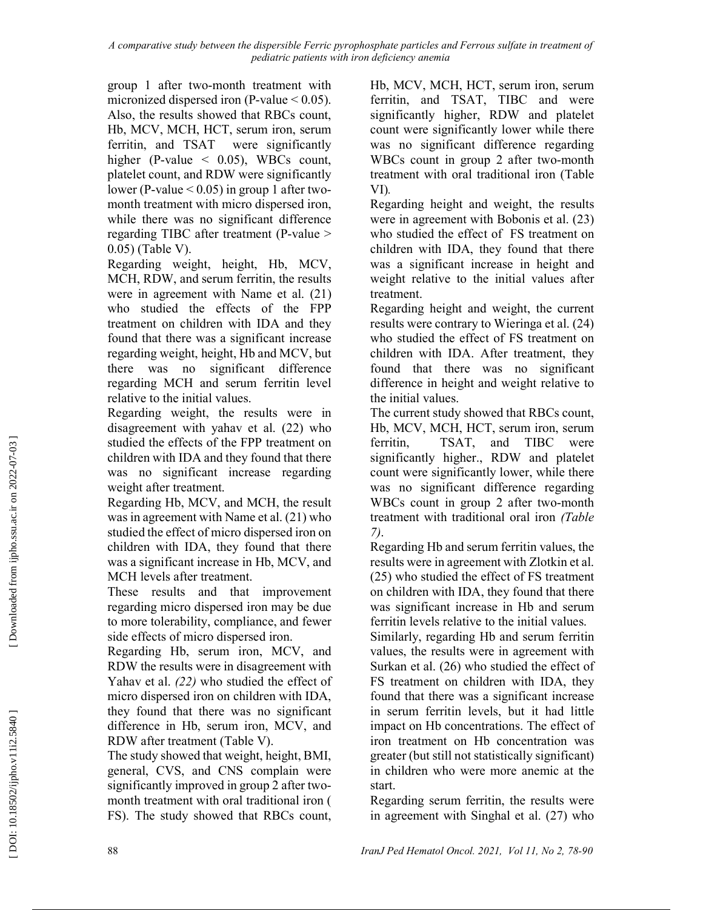group 1 after two-month treatment with micronized dispersed iron (P-value $< 0.05$). Also, the results showed that RBCs count, Hb, MCV, MCH, HCT, serum iron, serum ferritin, and TSAT were significantly higher (P-value $< 0.05$), WBCs count, platelet count, and RDW were significantly lower (P-value $< 0.05$) in group 1 after two-month treatment with micro dispersed iron, while there was no significant difference regarding TIBC after treatment (P-value $> 0.05$) (Table V).

Regarding weight, height, Hb, MCV, MCH, RDW, and serum ferritin, the results were in agreement with Name et al. (21) who studied the effects of the FPP treatment on children with IDA and they found that there was a significant increase regarding weight, height, Hb and MCV, but there was no significant difference regarding MCH and serum ferritin level relative to the initial values.

Regarding weight, the results were in disagreement with yahav et al. (22) who studied the effects of the FPP treatment on children with IDA and they found that there was no significant increase regarding weight after treatment.

Regarding Hb, MCV, and MCH, the result was in agreement with Name et al. (21) who studied the effect of micro dispersed iron on children with IDA, they found that there was a significant increase in Hb, MCV, and MCH levels after treatment.

These results and that improvement regarding micro dispersed iron may be due to more tolerability, compliance, and fewer side effects of micro dispersed iron.

Regarding Hb, serum iron, MCV, and RDW the results were in disagreement with Yahav et al. *(22)* who studied the effect of micro dispersed iron on children with IDA, they found that there was no significant difference in Hb, serum iron, MCV, and RDW after treatment (Table V).

The study showed that weight, height, BMI, general, CVS, and CNS complain were significantly improved in group 2 after two-month treatment with oral traditional iron ( FS). The study showed that RBCs count, Hb, MCV, MCH, HCT, serum iron, serum ferritin, and TSAT, TIBC and were significantly higher, RDW and platelet count were significantly lower while there was no significant difference regarding WBCs count in group 2 after two-month treatment with oral traditional iron (Table VI).

Regarding height and weight, the results were in agreement with Bobonis et al. (23) who studied the effect of FS treatment on children with IDA, they found that there was a significant increase in height and weight relative to the initial values after treatment.

Regarding height and weight, the current results were contrary to Wieringa et al. (24) who studied the effect of FS treatment on children with IDA. After treatment, they found that there was no significant difference in height and weight relative to the initial values.

The current study showed that RBCs count, Hb, MCV, MCH, HCT, serum iron, serum ferritin, TSAT, and TIBC were significantly higher., RDW and platelet count were significantly lower, while there was no significant difference regarding WBCs count in group 2 after two-month treatment with traditional oral iron *(Table 7)*.

Regarding Hb and serum ferritin values, the results were in agreement with Zlotkin et al. (25) who studied the effect of FS treatment on children with IDA, they found that there was significant increase in Hb and serum ferritin levels relative to the initial values.

Similarly, regarding Hb and serum ferritin values, the results were in agreement with Surkan et al. (26) who studied the effect of FS treatment on children with IDA, they found that there was a significant increase in serum ferritin levels, but it had little impact on Hb concentrations. The effect of iron treatment on Hb concentration was greater (but still not statistically significant) in children who were more anemic at the start.

Regarding serum ferritin, the results were in agreement with Singhal et al. (27) who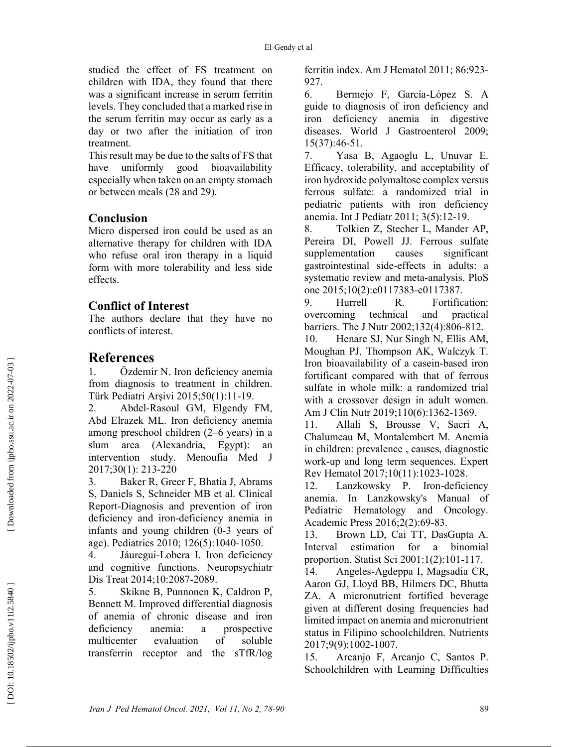studied the effect of FS treatment on children with IDA, they found that there was a significant increase in serum ferritin levels. They concluded that a marked rise in the serum ferritin may occur as early as a day or two after the initiation of iron treatment.

This result may be due to the salts of FS that have uniformly good bioavailability especially when taken on an empty stomach or between meals (28 and 29).

## Conclusion

Micro dispersed iron could be used as an alternative therapy for children with IDA who refuse oral iron therapy in a liquid form with more tolerability and less side effects.

## Conflict of Interest

The authors declare that they have no conflicts of interest.

# References

1. Özdemir N. Iron deficiency anemia from diagnosis to treatment in children. Türk Pediatri Arşivi 2015;50(1):11-19.
2. Abdel-Rasoul GM, Elgendy FM, Abd Elrazek ML. Iron deficiency anemia among preschool children (2–6 years) in a slum area (Alexandria, Egypt): an intervention study. Menoufia Med J 2017;30(1): 213-220
3. Baker R, Greer F, Bhatia J, Abrams S, Daniels S, Schneider MB et al. Clinical Report-Diagnosis and prevention of iron deficiency and iron-deficiency anemia in infants and young children (0-3 years of age). Pediatrics 2010; 126(5):1040-1050.
4. Jáuregui-Lobera I. Iron deficiency and cognitive functions. Neuropsychiatr Dis Treat 2014;10:2087-2089.
5. Skikne B, Punnonen K, Caldron P, Bennett M. Improved differential diagnosis of anemia of chronic disease and iron deficiency anemia: a prospective multicenter evaluation of soluble transferrin receptor and the sTfR/log ferritin index. Am J Hematol 2011; 86:923-927.
6. Bermejo F, García-López S. A guide to diagnosis of iron deficiency and iron deficiency anemia in digestive diseases. World J Gastroenterol 2009; 15(37):46-51.
7. Yasa B, Agaoglu L, Unuvar E. Efficacy, tolerability, and acceptability of iron hydroxide polymaltose complex versus ferrous sulfate: a randomized trial in pediatric patients with iron deficiency anemia. Int J Pediatr 2011; 3(5):12-19.
8. Tolkien Z, Stecher L, Mander AP, Pereira DI, Powell JJ. Ferrous sulfate supplementation causes significant gastrointestinal side-effects in adults: a systematic review and meta-analysis. PloS one 2015;10(2):e0117383-e0117387.
9. Hurrell R. Fortification: overcoming technical and practical barriers. The J Nutr 2002;132(4):806-812.
10. Henare SJ, Nur Singh N, Ellis AM, Moughan PJ, Thompson AK, Walczyk T. Iron bioavailability of a casein-based iron fortificant compared with that of ferrous sulfate in whole milk: a randomized trial with a crossover design in adult women. Am J Clin Nutr 2019;110(6):1362-1369.
11. Allali S, Brousse V, Sacri A, Chalumeau M, Montalembert M. Anemia in children: prevalence , causes, diagnostic work-up and long term sequences. Expert Rev Hematol 2017;10(11):1023-1028.
12. Lanzkowsky P. Iron-deficiency anemia. In Lanzkowsky's Manual of Pediatric Hematology and Oncology. Academic Press 2016;2(2):69-83.
13. Brown LD, Cai TT, DasGupta A. Interval estimation for a binomial proportion. Statist Sci 2001:1(2):101-117.
14. Angeles-Agdeppa I, Magsadia CR, Aaron GJ, Lloyd BB, Hilmers DC, Bhutta ZA. A micronutrient fortified beverage given at different dosing frequencies had limited impact on anemia and micronutrient status in Filipino schoolchildren. Nutrients 2017;9(9):1002-1007.
15. Arcanjo F, Arcanjo C, Santos P. Schoolchildren with Learning Difficulties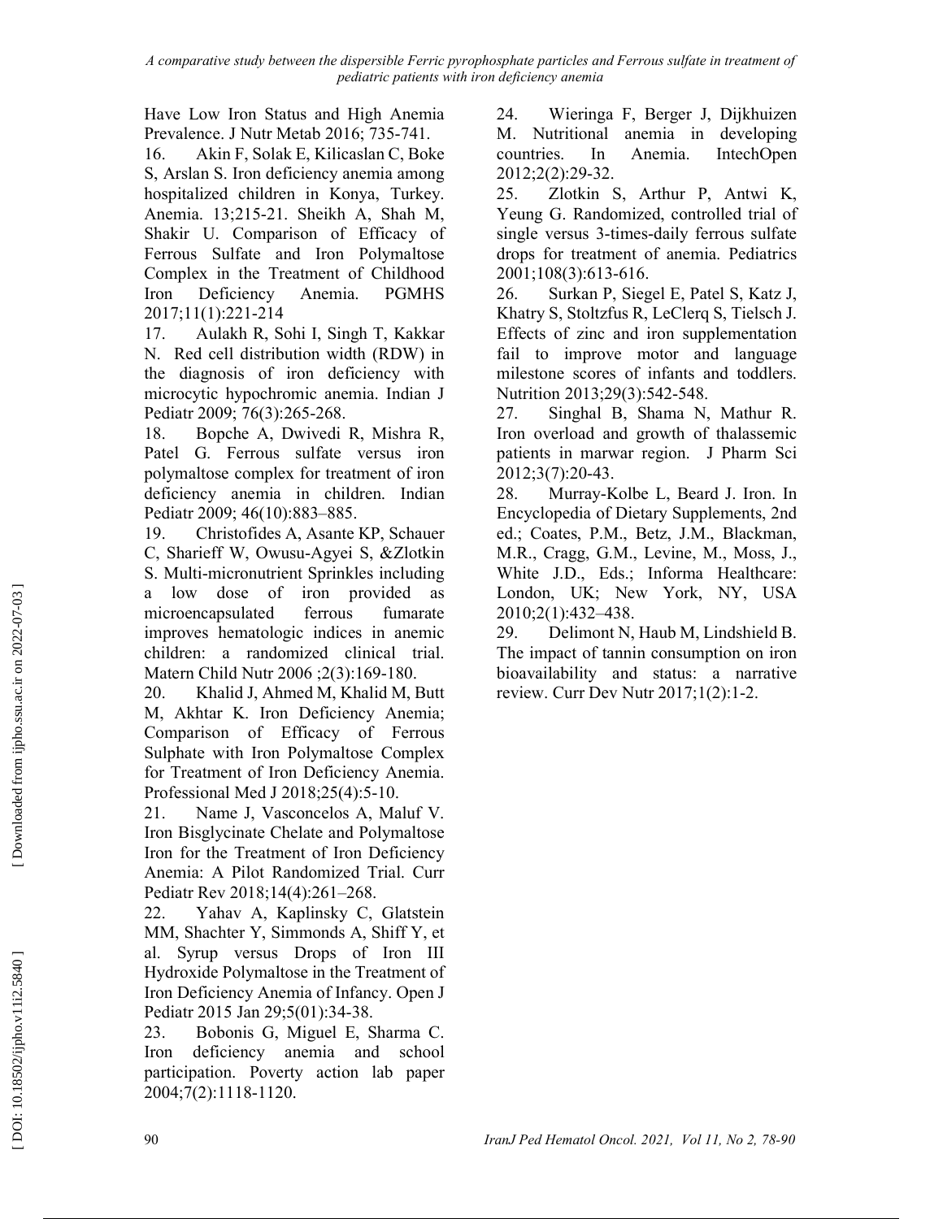Have Low Iron Status and High Anemia Prevalence. J Nutr Metab 2016; 735-741.

16. Akin F, Solak E, Kilicaslan C, Boke S, Arslan S. Iron deficiency anemia among hospitalized children in Konya, Turkey. Anemia. 13;215-21. Sheikh A, Shah M, Shakir U. Comparison of Efficacy of Ferrous Sulfate and Iron Polymaltose Complex in the Treatment of Childhood Iron Deficiency Anemia. PGMHS 2017;11(1):221-214

17. Aulakh R, Sohi I, Singh T, Kakkar N. Red cell distribution width (RDW) in the diagnosis of iron deficiency with microcytic hypochromic anemia. Indian J Pediatr 2009; 76(3):265-268.

18. Bopche A, Dwivedi R, Mishra R, Patel G. Ferrous sulfate versus iron polymaltose complex for treatment of iron deficiency anemia in children. Indian Pediatr 2009; 46(10):883–885.

19. Christofides A, Asante KP, Schauer C, Sharieff W, Owusu-Agyei S, &Zlotkin S. Multi-micronutrient Sprinkles including a low dose of iron provided as microencapsulated ferrous fumarate improves hematologic indices in anemic children: a randomized clinical trial. Matern Child Nutr 2006 ;2(3):169-180.

20. Khalid J, Ahmed M, Khalid M, Butt M, Akhtar K. Iron Deficiency Anemia; Comparison of Efficacy of Ferrous Sulphate with Iron Polymaltose Complex for Treatment of Iron Deficiency Anemia. Professional Med J 2018;25(4):5-10.

21. Name J, Vasconcelos A, Maluf V. Iron Bisglycinate Chelate and Polymaltose Iron for the Treatment of Iron Deficiency Anemia: A Pilot Randomized Trial. Curr Pediatr Rev 2018;14(4):261–268.

22. Yahav A, Kaplinsky C, Glatstein MM, Shachter Y, Simmonds A, Shiff Y, et al. Syrup versus Drops of Iron III Hydroxide Polymaltose in the Treatment of Iron Deficiency Anemia of Infancy. Open J Pediatr 2015 Jan 29;5(01):34-38.

23. Bobonis G, Miguel E, Sharma C. Iron deficiency anemia and school participation. Poverty action lab paper 2004;7(2):1118-1120.

24. Wieringa F, Berger J, Dijkhuizen M. Nutritional anemia in developing countries. In Anemia. IntechOpen 2012;2(2):29-32.

25. Zlotkin S, Arthur P, Antwi K, Yeung G. Randomized, controlled trial of single versus 3-times-daily ferrous sulfate drops for treatment of anemia. Pediatrics 2001;108(3):613-616.

26. Surkan P, Siegel E, Patel S, Katz J, Khatry S, Stoltzfus R, LeClerq S, Tielsch J. Effects of zinc and iron supplementation fail to improve motor and language milestone scores of infants and toddlers. Nutrition 2013;29(3):542-548.

27. Singhal B, Shama N, Mathur R. Iron overload and growth of thalassemic patients in marwar region. J Pharm Sci 2012;3(7):20-43.

28. Murray-Kolbe L, Beard J. Iron. In Encyclopedia of Dietary Supplements, 2nd ed.; Coates, P.M., Betz, J.M., Blackman, M.R., Cragg, G.M., Levine, M., Moss, J., White J.D., Eds.; Informa Healthcare: London, UK; New York, NY, USA 2010;2(1):432–438.

29. Delimont N, Haub M, Lindshield B. The impact of tannin consumption on iron bioavailability and status: a narrative review. Curr Dev Nutr 2017;1(2):1-2.